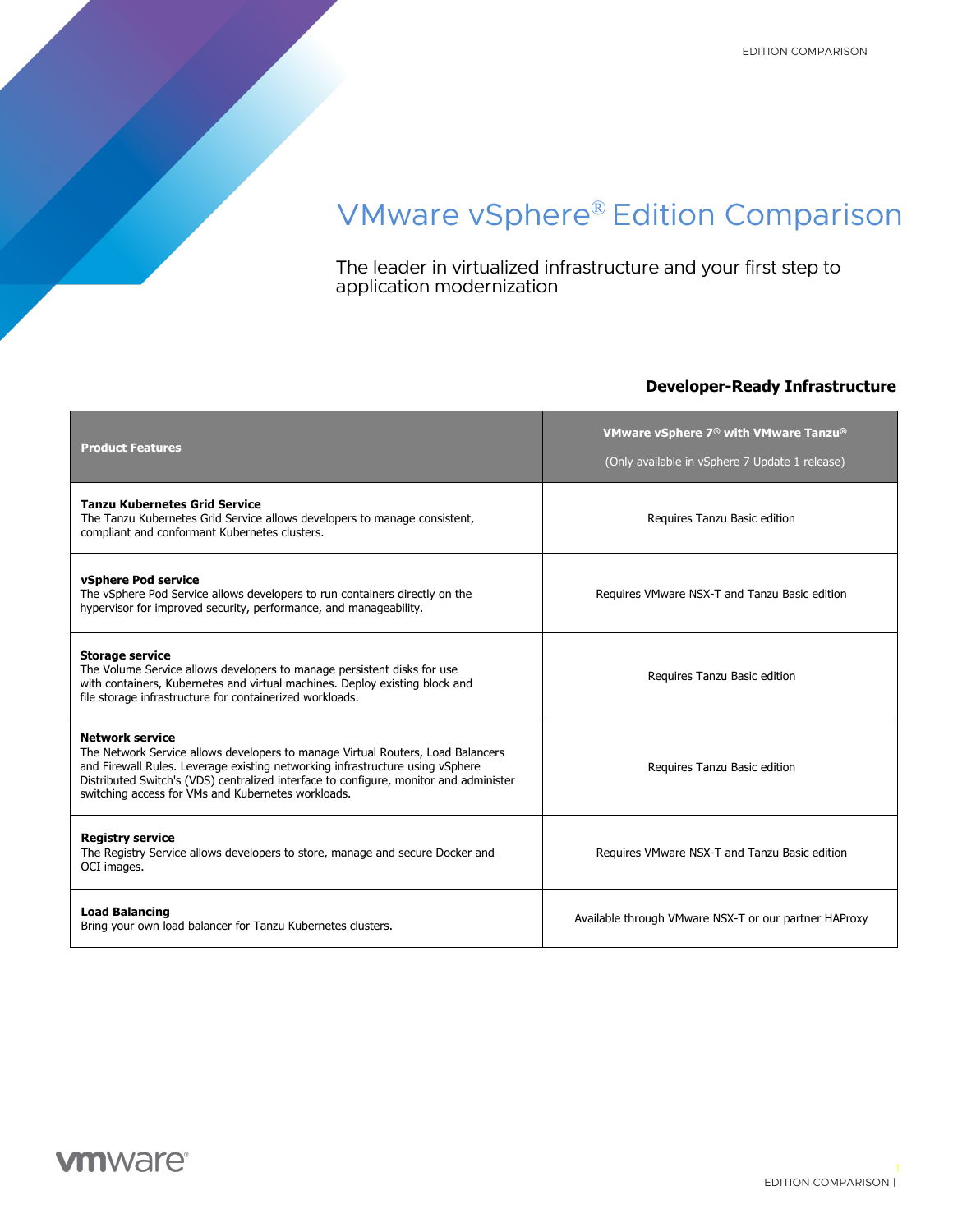# VMware vSphere® Edition Comparison

The leader in virtualized infrastructure and your first step to application modernization

## Developer-Ready Infrastructure

| Product Features | VMware vSphere 7® with VMware Tanzu® (Only available in vSphere 7 Update 1 release) |
|---|---|
| **Tanzu Kubernetes Grid Service** The Tanzu Kubernetes Grid Service allows developers to manage consistent, compliant and conformant Kubernetes clusters. | Requires Tanzu Basic edition |
| **vSphere Pod service** The vSphere Pod Service allows developers to run containers directly on the hypervisor for improved security, performance, and manageability. | Requires VMware NSX-T and Tanzu Basic edition |
| **Storage service** The Volume Service allows developers to manage persistent disks for use with containers, Kubernetes and virtual machines. Deploy existing block and file storage infrastructure for containerized workloads. | Requires Tanzu Basic edition |
| **Network service** The Network Service allows developers to manage Virtual Routers, Load Balancers and Firewall Rules. Leverage existing networking infrastructure using vSphere Distributed Switch's (VDS) centralized interface to configure, monitor and administer switching access for VMs and Kubernetes workloads. | Requires Tanzu Basic edition |
| **Registry service** The Registry Service allows developers to store, manage and secure Docker and OCI images. | Requires VMware NSX-T and Tanzu Basic edition |
| **Load Balancing** Bring your own load balancer for Tanzu Kubernetes clusters. | Available through VMware NSX-T or our partner HAProxy |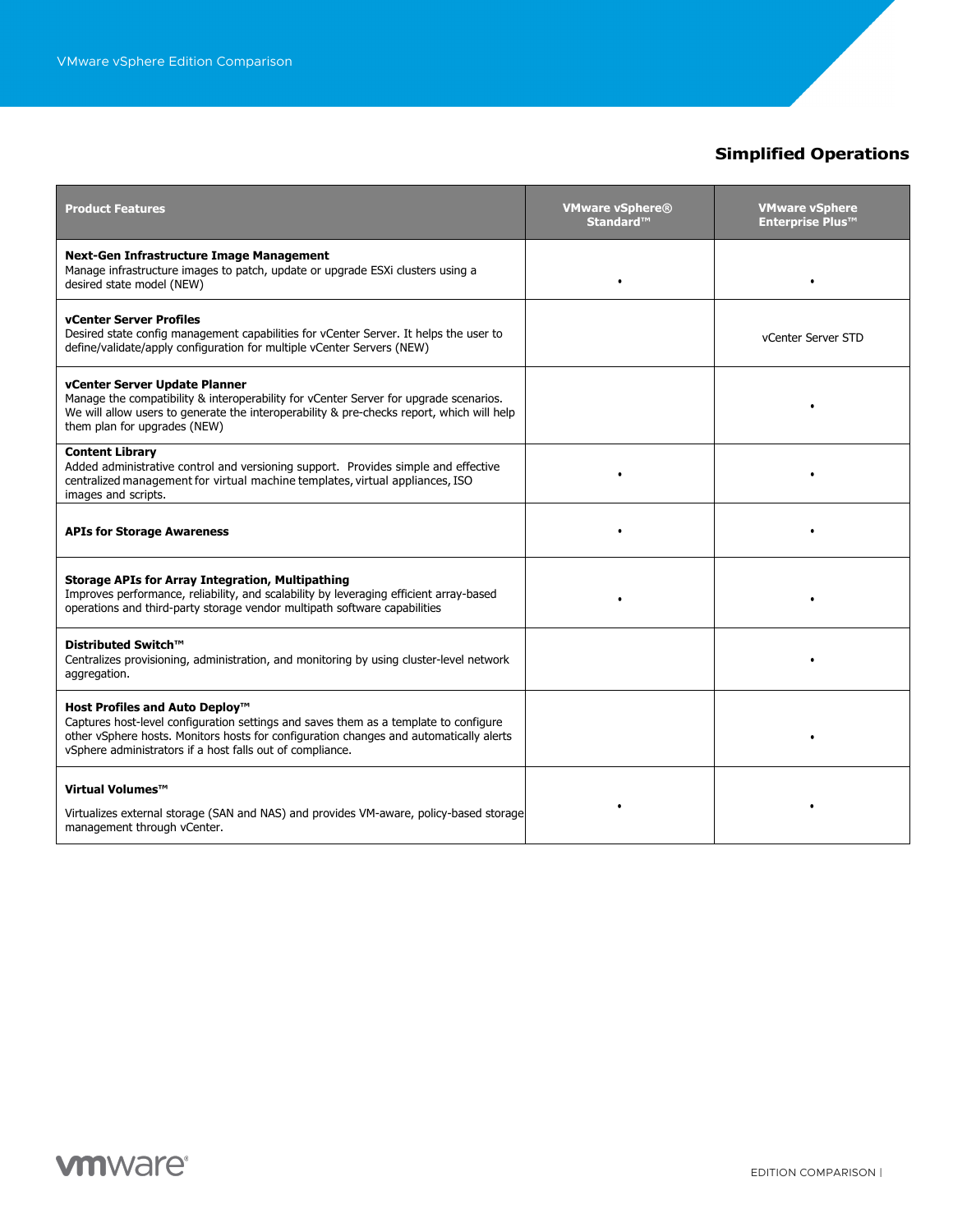## Simplified Operations

| Product Features | VMware vSphere® Standard™ | VMware vSphere Enterprise Plus™ |
|---|---|---|
| **Next-Gen Infrastructure Image Management**<br>Manage infrastructure images to patch, update or upgrade ESXi clusters using a desired state model (NEW) | • | • |
| **vCenter Server Profiles**<br>Desired state config management capabilities for vCenter Server. It helps the user to define/validate/apply configuration for multiple vCenter Servers (NEW) | | vCenter Server STD |
| **vCenter Server Update Planner**<br>Manage the compatibility & interoperability for vCenter Server for upgrade scenarios. We will allow users to generate the interoperability & pre-checks report, which will help them plan for upgrades (NEW) | | • |
| **Content Library**<br>Added administrative control and versioning support. Provides simple and effective centralized management for virtual machine templates, virtual appliances, ISO images and scripts. | • | • |
| **APIs for Storage Awareness** | • | • |
| **Storage APIs for Array Integration, Multipathing**<br>Improves performance, reliability, and scalability by leveraging efficient array-based operations and third-party storage vendor multipath software capabilities | • | • |
| **Distributed Switch™**<br>Centralizes provisioning, administration, and monitoring by using cluster-level network aggregation. | | • |
| **Host Profiles and Auto Deploy™**<br>Captures host-level configuration settings and saves them as a template to configure other vSphere hosts. Monitors hosts for configuration changes and automatically alerts vSphere administrators if a host falls out of compliance. | | • |
| **Virtual Volumes™**<br>Virtualizes external storage (SAN and NAS) and provides VM-aware, policy-based storage management through vCenter. | • | • |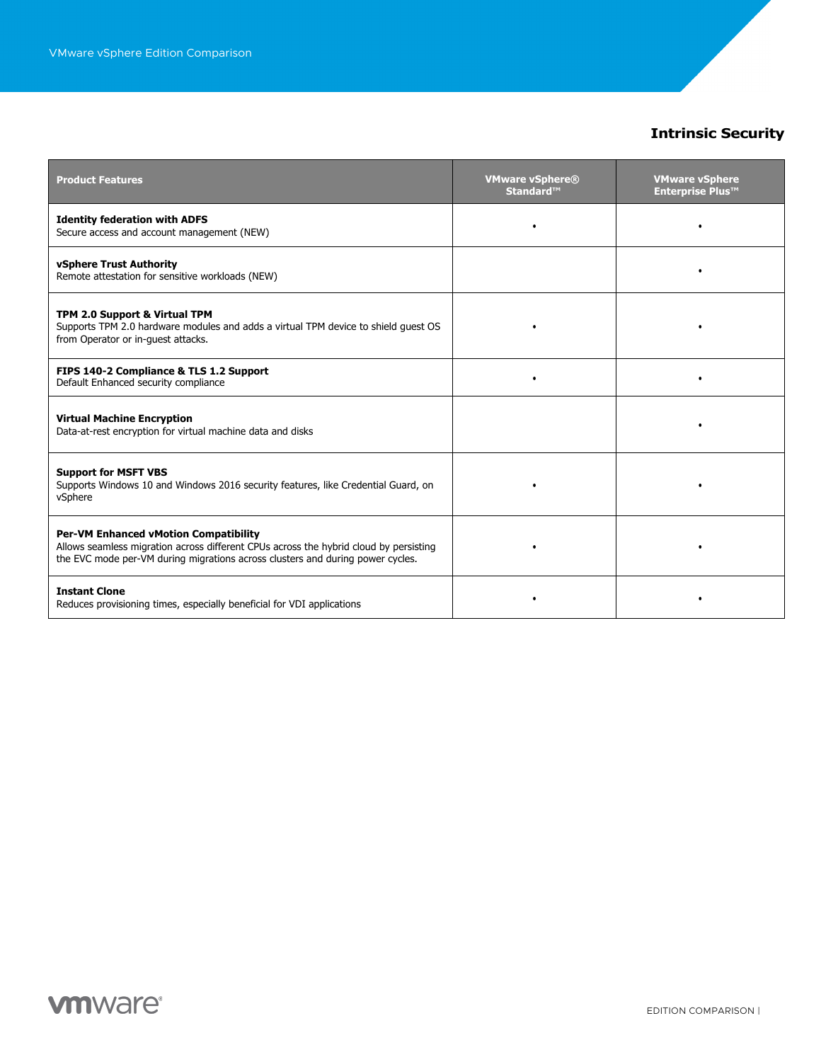## Intrinsic Security

| Product Features | VMware vSphere® Standard™ | VMware vSphere Enterprise Plus™ |
|---|---|---|
| **Identity federation with ADFS**<br>Secure access and account management (NEW) | • | • |
| **vSphere Trust Authority**<br>Remote attestation for sensitive workloads (NEW) | | • |
| **TPM 2.0 Support & Virtual TPM**<br>Supports TPM 2.0 hardware modules and adds a virtual TPM device to shield guest OS from Operator or in-guest attacks. | • | • |
| **FIPS 140-2 Compliance & TLS 1.2 Support**<br>Default Enhanced security compliance | • | • |
| **Virtual Machine Encryption**<br>Data-at-rest encryption for virtual machine data and disks | | • |
| **Support for MSFT VBS**<br>Supports Windows 10 and Windows 2016 security features, like Credential Guard, on vSphere | • | • |
| **Per-VM Enhanced vMotion Compatibility**<br>Allows seamless migration across different CPUs across the hybrid cloud by persisting the EVC mode per-VM during migrations across clusters and during power cycles. | • | • |
| **Instant Clone**<br>Reduces provisioning times, especially beneficial for VDI applications | • | • |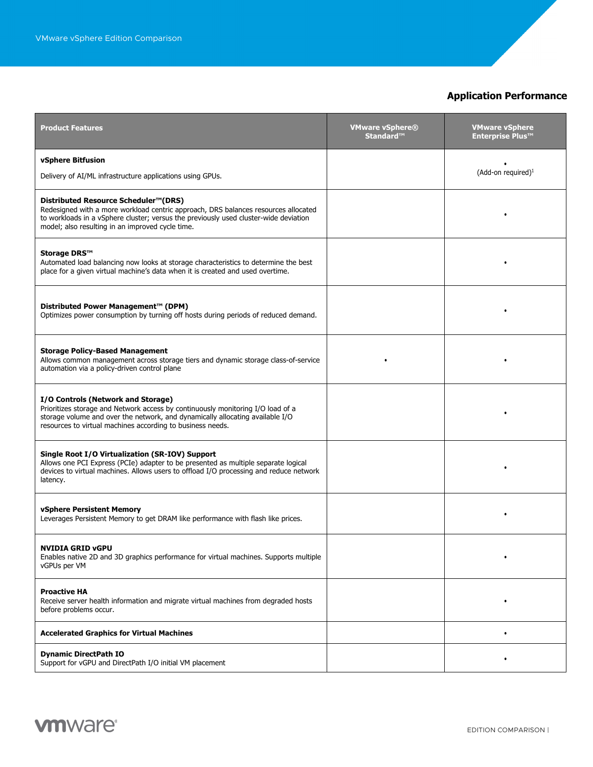## Application Performance

| Product Features | VMware vSphere® Standard™ | VMware vSphere Enterprise Plus™ |
|---|---|---|
| **vSphere Bitfusion**<br><br>Delivery of AI/ML infrastructure applications using GPUs. | | •<br>(Add-on required)[1] |
| **Distributed Resource Scheduler™(DRS)**<br>Redesigned with a more workload centric approach, DRS balances resources allocated to workloads in a vSphere cluster; versus the previously used cluster-wide deviation model; also resulting in an improved cycle time. | | • |
| **Storage DRS™**<br>Automated load balancing now looks at storage characteristics to determine the best place for a given virtual machine's data when it is created and used overtime. | | • |
| **Distributed Power Management™ (DPM)**<br>Optimizes power consumption by turning off hosts during periods of reduced demand. | | • |
| **Storage Policy-Based Management**<br>Allows common management across storage tiers and dynamic storage class-of-service automation via a policy-driven control plane | • | • |
| **I/O Controls (Network and Storage)**<br>Prioritizes storage and Network access by continuously monitoring I/O load of a storage volume and over the network, and dynamically allocating available I/O resources to virtual machines according to business needs. | | • |
| **Single Root I/O Virtualization (SR-IOV) Support**<br>Allows one PCI Express (PCIe) adapter to be presented as multiple separate logical devices to virtual machines. Allows users to offload I/O processing and reduce network latency. | | • |
| **vSphere Persistent Memory**<br>Leverages Persistent Memory to get DRAM like performance with flash like prices. | | • |
| **NVIDIA GRID vGPU**<br>Enables native 2D and 3D graphics performance for virtual machines. Supports multiple vGPUs per VM | | • |
| **Proactive HA**<br>Receive server health information and migrate virtual machines from degraded hosts before problems occur. | | • |
| **Accelerated Graphics for Virtual Machines** | | • |
| **Dynamic DirectPath IO**<br>Support for vGPU and DirectPath I/O initial VM placement | | • |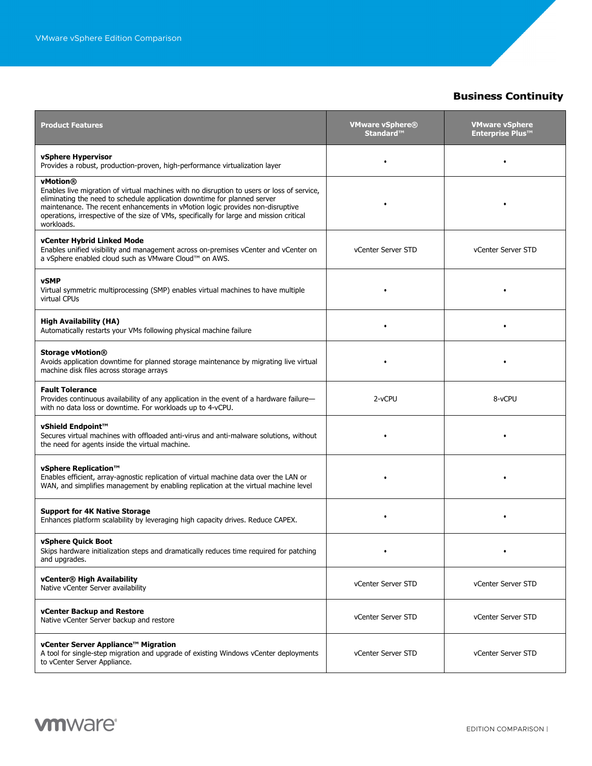## Business Continuity

| Product Features | VMware vSphere® Standard™ | VMware vSphere Enterprise Plus™ |
|---|---|---|
| **vSphere Hypervisor**<br>Provides a robust, production-proven, high-performance virtualization layer | • | • |
| **vMotion®**<br>Enables live migration of virtual machines with no disruption to users or loss of service, eliminating the need to schedule application downtime for planned server maintenance. The recent enhancements in vMotion logic provides non-disruptive operations, irrespective of the size of VMs, specifically for large and mission critical workloads. | • | • |
| **vCenter Hybrid Linked Mode**<br>Enables unified visibility and management across on-premises vCenter and vCenter on a vSphere enabled cloud such as VMware Cloud™ on AWS. | vCenter Server STD | vCenter Server STD |
| **vSMP**<br>Virtual symmetric multiprocessing (SMP) enables virtual machines to have multiple virtual CPUs | • | • |
| **High Availability (HA)**<br>Automatically restarts your VMs following physical machine failure | • | • |
| **Storage vMotion®**<br>Avoids application downtime for planned storage maintenance by migrating live virtual machine disk files across storage arrays | • | • |
| **Fault Tolerance**<br>Provides continuous availability of any application in the event of a hardware failure—with no data loss or downtime. For workloads up to 4-vCPU. | 2-vCPU | 8-vCPU |
| **vShield Endpoint™**<br>Secures virtual machines with offloaded anti-virus and anti-malware solutions, without the need for agents inside the virtual machine. | • | • |
| **vSphere Replication™**<br>Enables efficient, array-agnostic replication of virtual machine data over the LAN or WAN, and simplifies management by enabling replication at the virtual machine level | • | • |
| **Support for 4K Native Storage**<br>Enhances platform scalability by leveraging high capacity drives. Reduce CAPEX. | • | • |
| **vSphere Quick Boot**<br>Skips hardware initialization steps and dramatically reduces time required for patching and upgrades. | • | • |
| **vCenter® High Availability**<br>Native vCenter Server availability | vCenter Server STD | vCenter Server STD |
| **vCenter Backup and Restore**<br>Native vCenter Server backup and restore | vCenter Server STD | vCenter Server STD |
| **vCenter Server Appliance™ Migration**<br>A tool for single-step migration and upgrade of existing Windows vCenter deployments to vCenter Server Appliance. | vCenter Server STD | vCenter Server STD |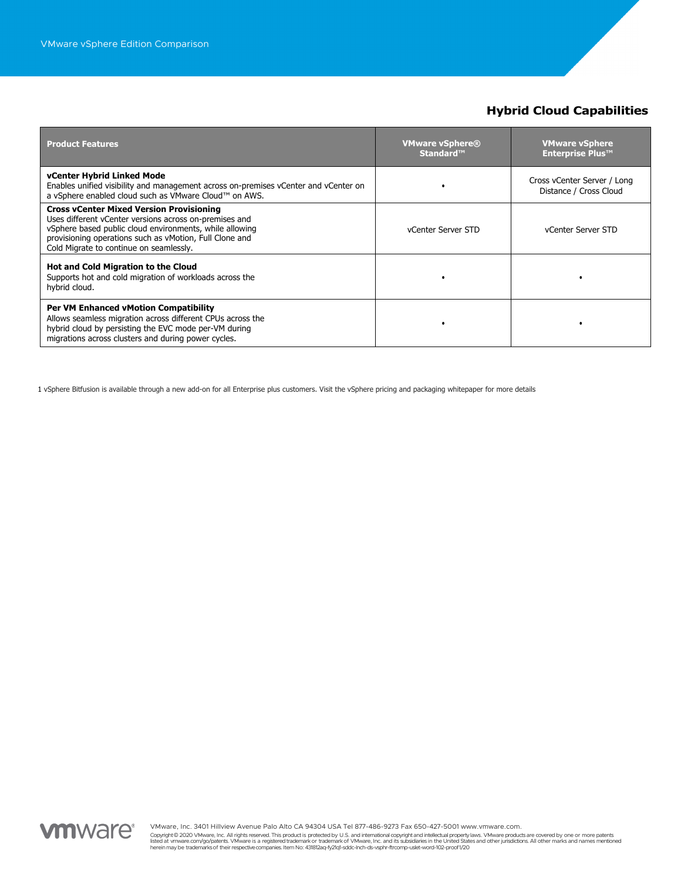## Hybrid Cloud Capabilities

| Product Features | VMware vSphere® Standard™ | VMware vSphere Enterprise Plus™ |
|---|---|---|
| **vCenter Hybrid Linked Mode**<br>Enables unified visibility and management across on-premises vCenter and vCenter on a vSphere enabled cloud such as VMware Cloud™ on AWS. | • | Cross vCenter Server / Long Distance / Cross Cloud |
| **Cross vCenter Mixed Version Provisioning**<br>Uses different vCenter versions across on-premises and vSphere based public cloud environments, while allowing provisioning operations such as vMotion, Full Clone and Cold Migrate to continue on seamlessly. | vCenter Server STD | vCenter Server STD |
| **Hot and Cold Migration to the Cloud**<br>Supports hot and cold migration of workloads across the hybrid cloud. | • | • |
| **Per VM Enhanced vMotion Compatibility**<br>Allows seamless migration across different CPUs across the hybrid cloud by persisting the EVC mode per-VM during migrations across clusters and during power cycles. | • | • |

1 vSphere Bitfusion is available through a new add-on for all Enterprise plus customers. Visit the vSphere pricing and packaging whitepaper for more details

VMware, Inc. 3401 Hillview Avenue Palo Alto CA 94304 USA Tel 877-486-9273 Fax 650-427-5001 www.vmware.com.
Copyright © 2020 VMware, Inc. All rights reserved. This product is protected by U.S. and international copyright and intellectual property laws. VMware products are covered by one or more patents listed at vmware.com/go/patents. VMware is a registered trademark or trademark of VMware, Inc. and its subsidiaries in the United States and other jurisdictions. All other marks and names mentioned herein may be trademarks of their respective companies. Item No: 431812aq-fy21q1-sddc-lnch-ds-vsphr-ftrcomp-uslet-word-102-proof 1/20